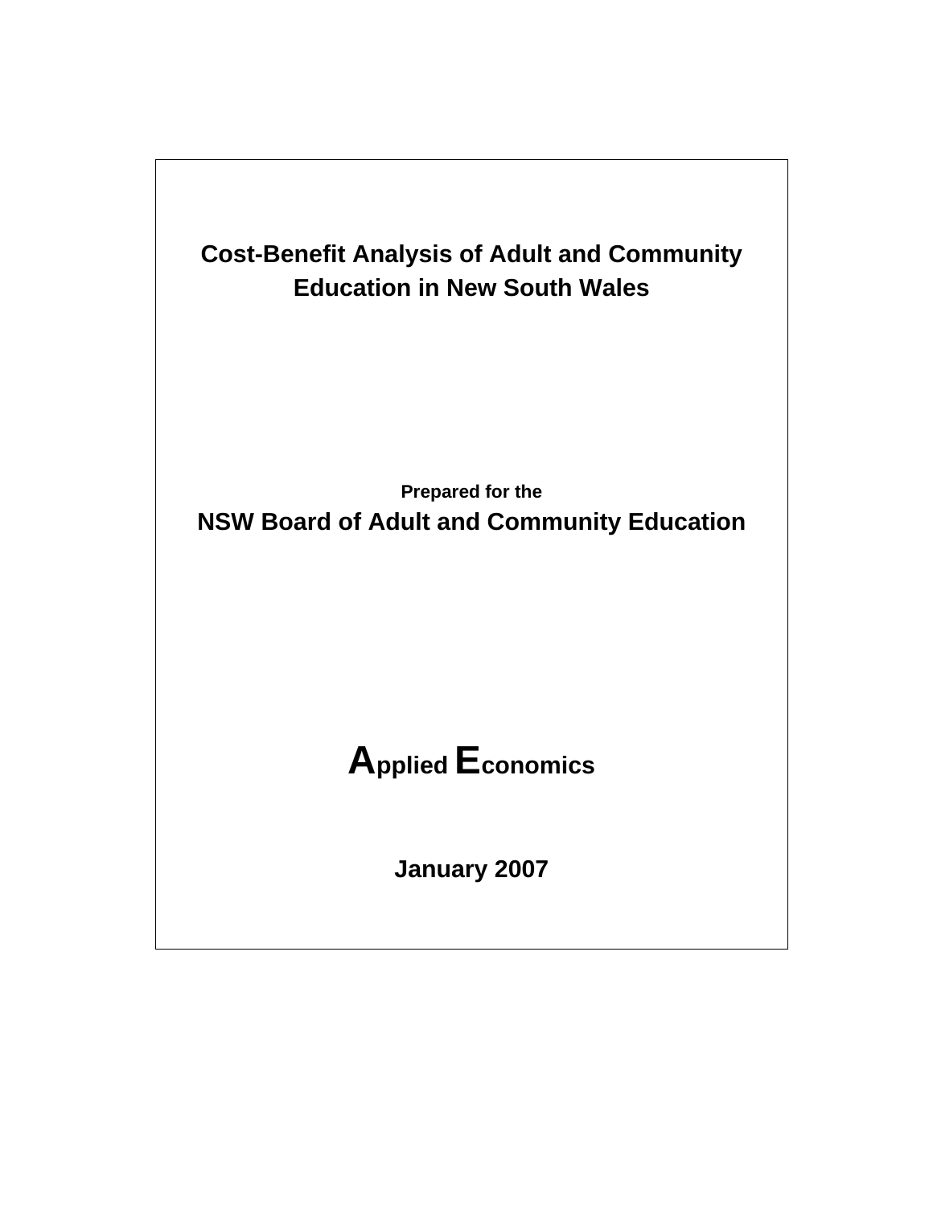# Cost-Benefit Analysis of Adult and Community Education in New South Wales

**Prepared for the**

**NSW Board of Adult and Community Education**

**Applied Economics**

**January 2007**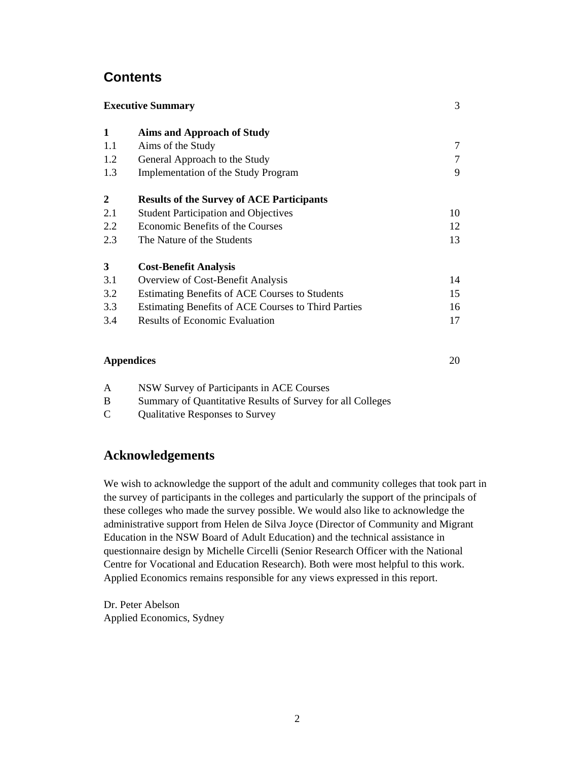## Contents

| | | |
|---|---|---|
| **Executive Summary** | | 3 |
| **1** | **Aims and Approach of Study** | |
| 1.1 | Aims of the Study | 7 |
| 1.2 | General Approach to the Study | 7 |
| 1.3 | Implementation of the Study Program | 9 |
| **2** | **Results of the Survey of ACE Participants** | |
| 2.1 | Student Participation and Objectives | 10 |
| 2.2 | Economic Benefits of the Courses | 12 |
| 2.3 | The Nature of the Students | 13 |
| **3** | **Cost-Benefit Analysis** | |
| 3.1 | Overview of Cost-Benefit Analysis | 14 |
| 3.2 | Estimating Benefits of ACE Courses to Students | 15 |
| 3.3 | Estimating Benefits of ACE Courses to Third Parties | 16 |
| 3.4 | Results of Economic Evaluation | 17 |
| **Appendices** | | 20 |
| A | NSW Survey of Participants in ACE Courses | |
| B | Summary of Quantitative Results of Survey for all Colleges | |
| C | Qualitative Responses to Survey | |

## Acknowledgements

We wish to acknowledge the support of the adult and community colleges that took part in the survey of participants in the colleges and particularly the support of the principals of these colleges who made the survey possible. We would also like to acknowledge the administrative support from Helen de Silva Joyce (Director of Community and Migrant Education in the NSW Board of Adult Education) and the technical assistance in questionnaire design by Michelle Circelli (Senior Research Officer with the National Centre for Vocational and Education Research). Both were most helpful to this work. Applied Economics remains responsible for any views expressed in this report.

Dr. Peter Abelson
Applied Economics, Sydney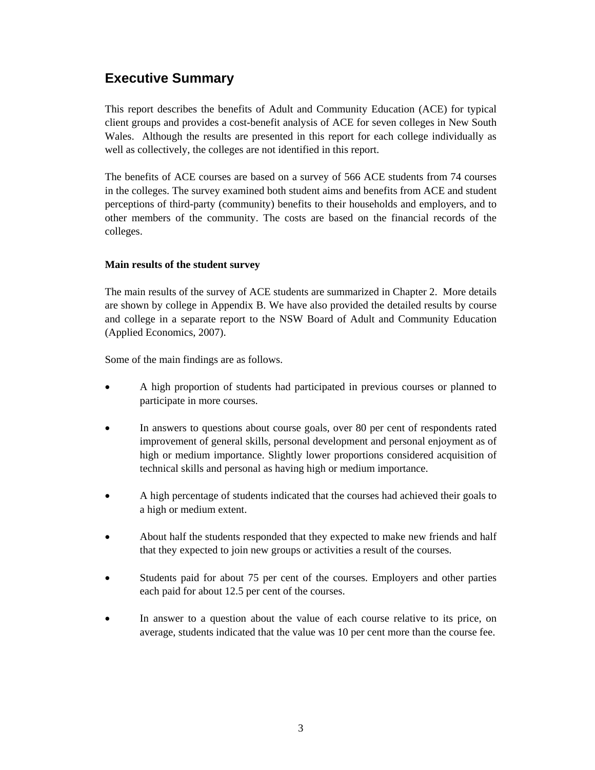## Executive Summary

This report describes the benefits of Adult and Community Education (ACE) for typical client groups and provides a cost-benefit analysis of ACE for seven colleges in New South Wales. Although the results are presented in this report for each college individually as well as collectively, the colleges are not identified in this report.

The benefits of ACE courses are based on a survey of 566 ACE students from 74 courses in the colleges. The survey examined both student aims and benefits from ACE and student perceptions of third-party (community) benefits to their households and employers, and to other members of the community. The costs are based on the financial records of the colleges.

**Main results of the student survey**

The main results of the survey of ACE students are summarized in Chapter 2. More details are shown by college in Appendix B. We have also provided the detailed results by course and college in a separate report to the NSW Board of Adult and Community Education (Applied Economics, 2007).

Some of the main findings are as follows.

- A high proportion of students had participated in previous courses or planned to participate in more courses.
- In answers to questions about course goals, over 80 per cent of respondents rated improvement of general skills, personal development and personal enjoyment as of high or medium importance. Slightly lower proportions considered acquisition of technical skills and personal as having high or medium importance.
- A high percentage of students indicated that the courses had achieved their goals to a high or medium extent.
- About half the students responded that they expected to make new friends and half that they expected to join new groups or activities a result of the courses.
- Students paid for about 75 per cent of the courses. Employers and other parties each paid for about 12.5 per cent of the courses.
- In answer to a question about the value of each course relative to its price, on average, students indicated that the value was 10 per cent more than the course fee.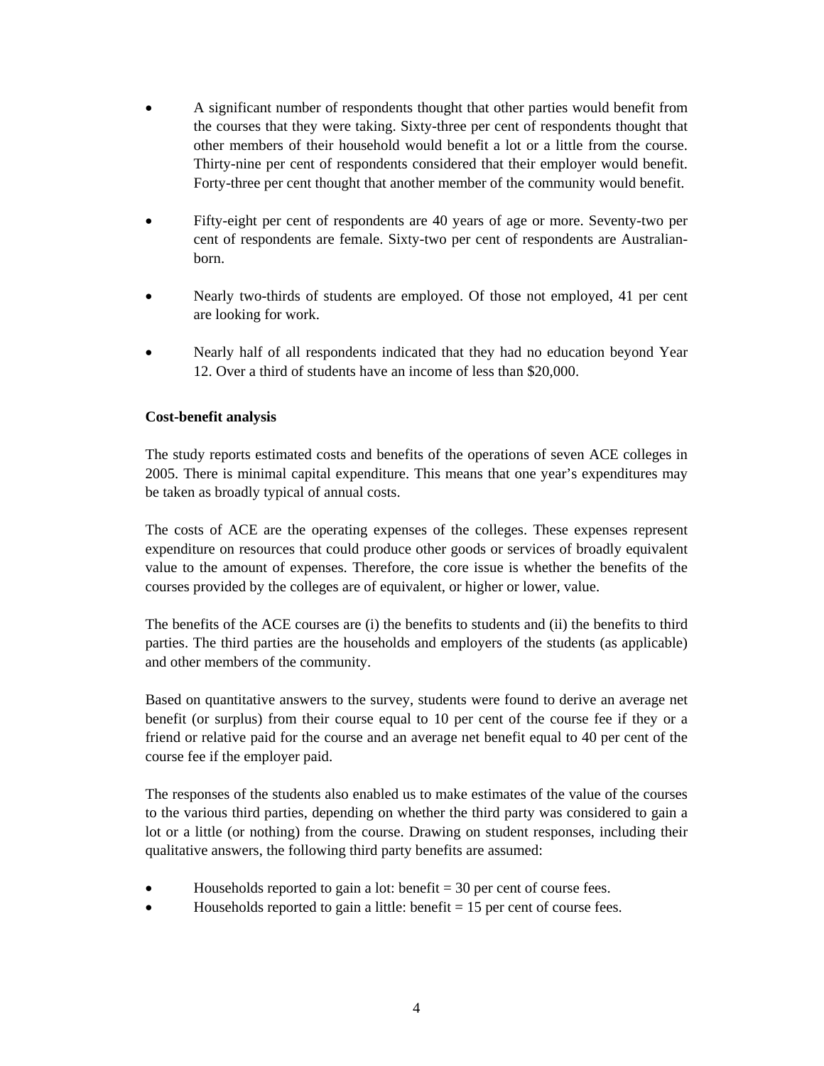- A significant number of respondents thought that other parties would benefit from the courses that they were taking. Sixty-three per cent of respondents thought that other members of their household would benefit a lot or a little from the course. Thirty-nine per cent of respondents considered that their employer would benefit. Forty-three per cent thought that another member of the community would benefit.

- Fifty-eight per cent of respondents are 40 years of age or more. Seventy-two per cent of respondents are female. Sixty-two per cent of respondents are Australian-born.

- Nearly two-thirds of students are employed. Of those not employed, 41 per cent are looking for work.

- Nearly half of all respondents indicated that they had no education beyond Year 12. Over a third of students have an income of less than $20,000.

**Cost-benefit analysis**

The study reports estimated costs and benefits of the operations of seven ACE colleges in 2005. There is minimal capital expenditure. This means that one year's expenditures may be taken as broadly typical of annual costs.

The costs of ACE are the operating expenses of the colleges. These expenses represent expenditure on resources that could produce other goods or services of broadly equivalent value to the amount of expenses. Therefore, the core issue is whether the benefits of the courses provided by the colleges are of equivalent, or higher or lower, value.

The benefits of the ACE courses are (i) the benefits to students and (ii) the benefits to third parties. The third parties are the households and employers of the students (as applicable) and other members of the community.

Based on quantitative answers to the survey, students were found to derive an average net benefit (or surplus) from their course equal to 10 per cent of the course fee if they or a friend or relative paid for the course and an average net benefit equal to 40 per cent of the course fee if the employer paid.

The responses of the students also enabled us to make estimates of the value of the courses to the various third parties, depending on whether the third party was considered to gain a lot or a little (or nothing) from the course. Drawing on student responses, including their qualitative answers, the following third party benefits are assumed:

- Households reported to gain a lot: benefit = 30 per cent of course fees.
- Households reported to gain a little: benefit = 15 per cent of course fees.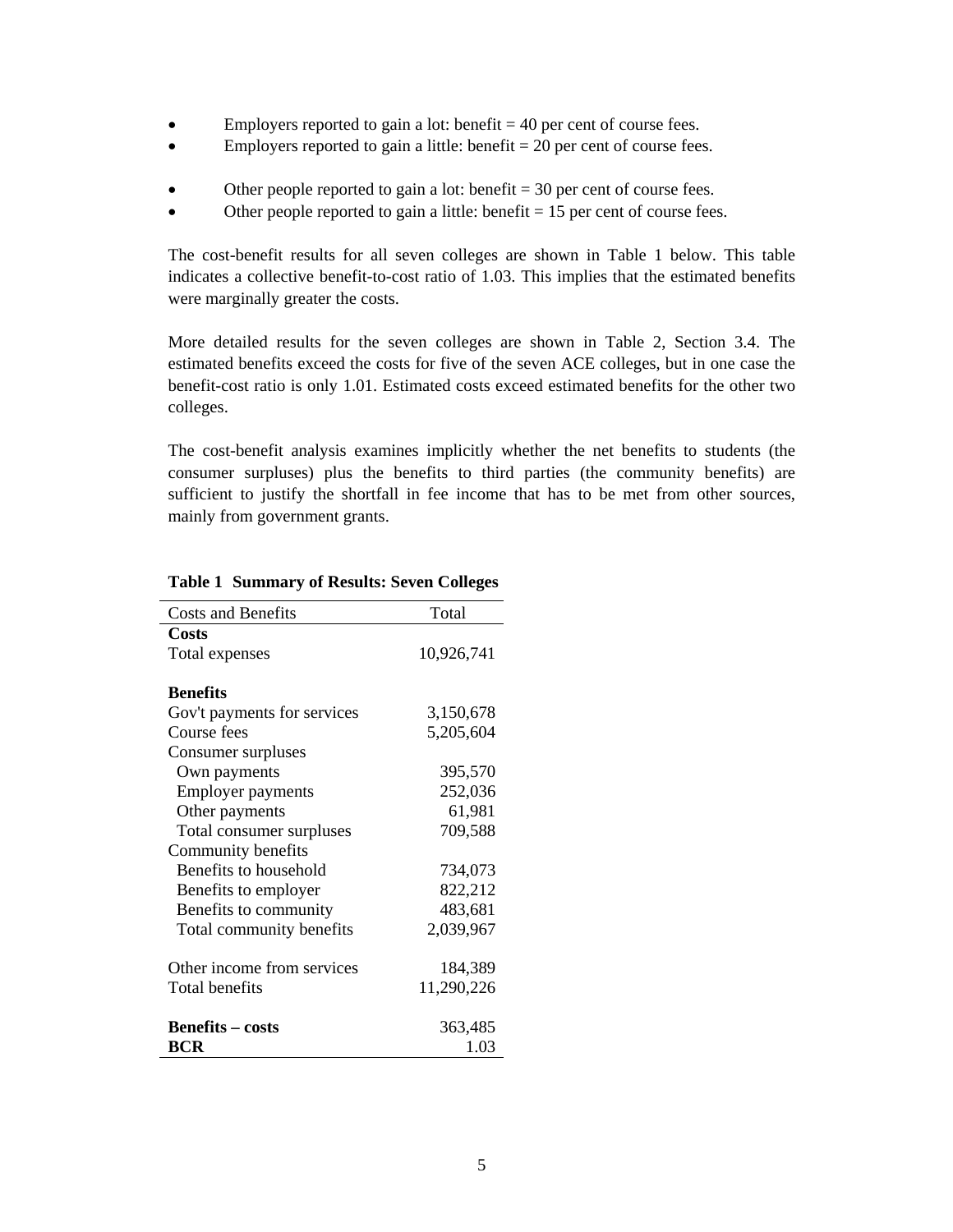- Employers reported to gain a lot: benefit = 40 per cent of course fees.
- Employers reported to gain a little: benefit = 20 per cent of course fees.

- Other people reported to gain a lot: benefit = 30 per cent of course fees.
- Other people reported to gain a little: benefit = 15 per cent of course fees.

The cost-benefit results for all seven colleges are shown in Table 1 below. This table indicates a collective benefit-to-cost ratio of 1.03. This implies that the estimated benefits were marginally greater the costs.

More detailed results for the seven colleges are shown in Table 2, Section 3.4. The estimated benefits exceed the costs for five of the seven ACE colleges, but in one case the benefit-cost ratio is only 1.01. Estimated costs exceed estimated benefits for the other two colleges.

The cost-benefit analysis examines implicitly whether the net benefits to students (the consumer surpluses) plus the benefits to third parties (the community benefits) are sufficient to justify the shortfall in fee income that has to be met from other sources, mainly from government grants.

**Table 1 Summary of Results: Seven Colleges**

| Costs and Benefits | Total |
|---|---|
| **Costs** | |
| Total expenses | 10,926,741 |
| | |
| **Benefits** | |
| Gov't payments for services | 3,150,678 |
| Course fees | 5,205,604 |
| Consumer surpluses | |
| Own payments | 395,570 |
| Employer payments | 252,036 |
| Other payments | 61,981 |
| Total consumer surpluses | 709,588 |
| Community benefits | |
| Benefits to household | 734,073 |
| Benefits to employer | 822,212 |
| Benefits to community | 483,681 |
| Total community benefits | 2,039,967 |
| | |
| Other income from services | 184,389 |
| Total benefits | 11,290,226 |
| | |
| **Benefits – costs** | 363,485 |
| **BCR** | 1.03 |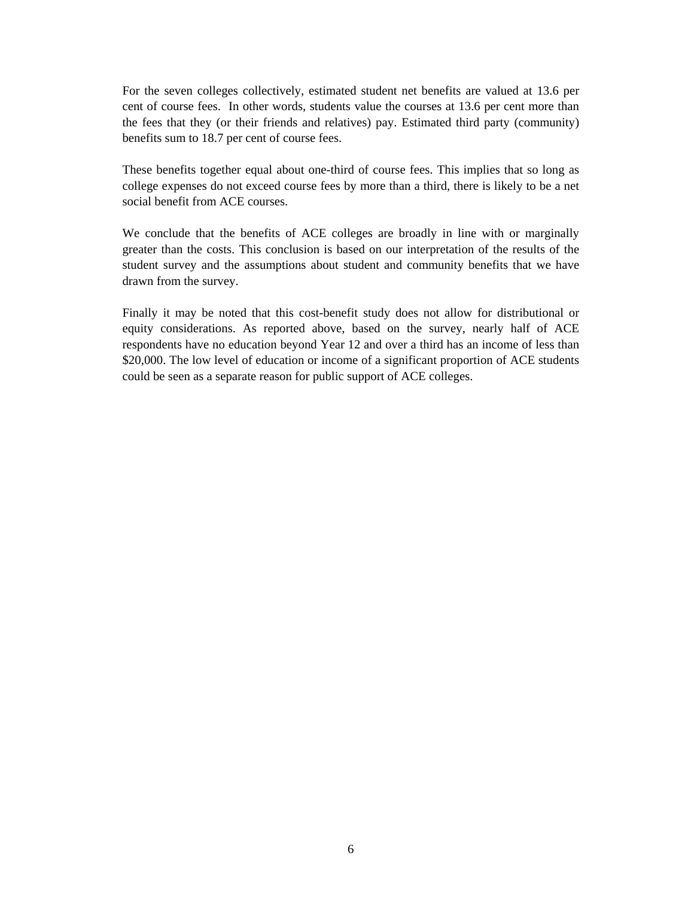For the seven colleges collectively, estimated student net benefits are valued at 13.6 per cent of course fees. In other words, students value the courses at 13.6 per cent more than the fees that they (or their friends and relatives) pay. Estimated third party (community) benefits sum to 18.7 per cent of course fees.

These benefits together equal about one-third of course fees. This implies that so long as college expenses do not exceed course fees by more than a third, there is likely to be a net social benefit from ACE courses.

We conclude that the benefits of ACE colleges are broadly in line with or marginally greater than the costs. This conclusion is based on our interpretation of the results of the student survey and the assumptions about student and community benefits that we have drawn from the survey.

Finally it may be noted that this cost-benefit study does not allow for distributional or equity considerations. As reported above, based on the survey, nearly half of ACE respondents have no education beyond Year 12 and over a third has an income of less than $20,000. The low level of education or income of a significant proportion of ACE students could be seen as a separate reason for public support of ACE colleges.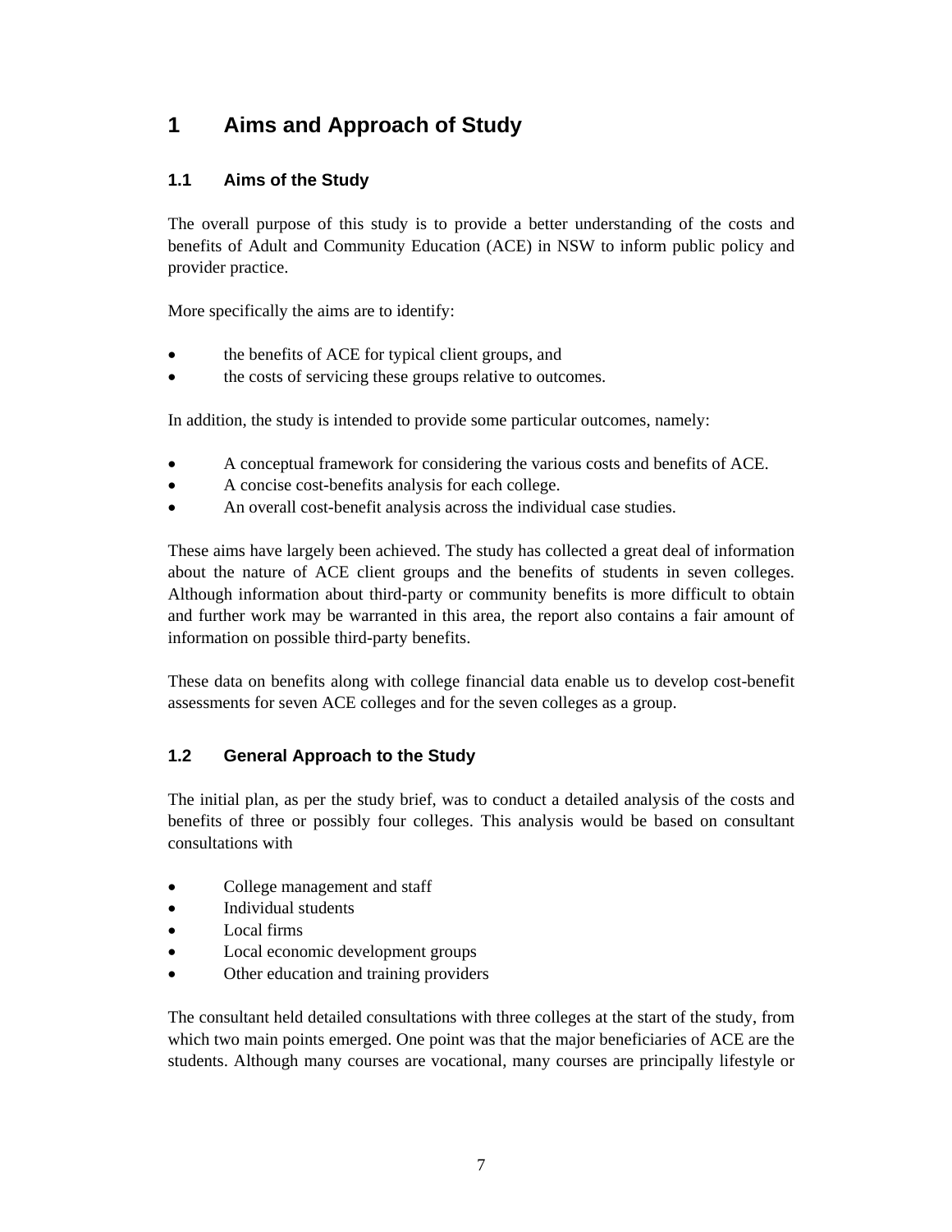# 1 Aims and Approach of Study

## 1.1 Aims of the Study

The overall purpose of this study is to provide a better understanding of the costs and benefits of Adult and Community Education (ACE) in NSW to inform public policy and provider practice.

More specifically the aims are to identify:

- the benefits of ACE for typical client groups, and
- the costs of servicing these groups relative to outcomes.

In addition, the study is intended to provide some particular outcomes, namely:

- A conceptual framework for considering the various costs and benefits of ACE.
- A concise cost-benefits analysis for each college.
- An overall cost-benefit analysis across the individual case studies.

These aims have largely been achieved. The study has collected a great deal of information about the nature of ACE client groups and the benefits of students in seven colleges. Although information about third-party or community benefits is more difficult to obtain and further work may be warranted in this area, the report also contains a fair amount of information on possible third-party benefits.

These data on benefits along with college financial data enable us to develop cost-benefit assessments for seven ACE colleges and for the seven colleges as a group.

## 1.2 General Approach to the Study

The initial plan, as per the study brief, was to conduct a detailed analysis of the costs and benefits of three or possibly four colleges. This analysis would be based on consultant consultations with

- College management and staff
- Individual students
- Local firms
- Local economic development groups
- Other education and training providers

The consultant held detailed consultations with three colleges at the start of the study, from which two main points emerged. One point was that the major beneficiaries of ACE are the students. Although many courses are vocational, many courses are principally lifestyle or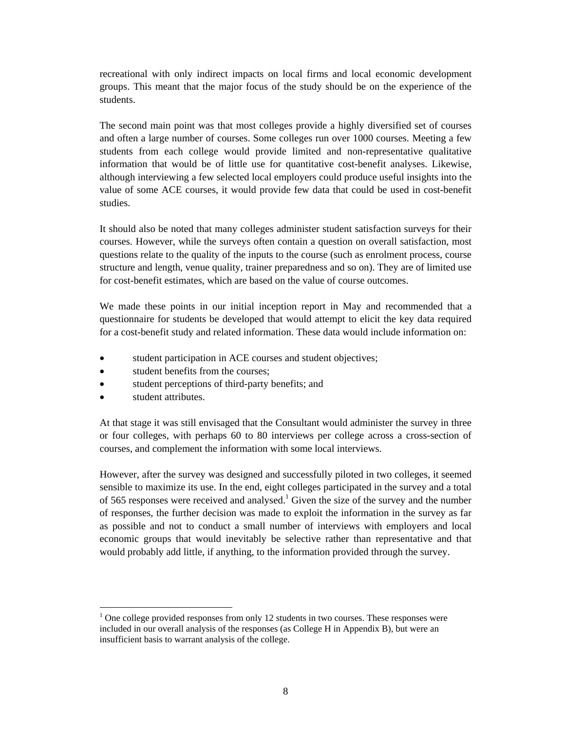recreational with only indirect impacts on local firms and local economic development groups. This meant that the major focus of the study should be on the experience of the students.

The second main point was that most colleges provide a highly diversified set of courses and often a large number of courses. Some colleges run over 1000 courses. Meeting a few students from each college would provide limited and non-representative qualitative information that would be of little use for quantitative cost-benefit analyses. Likewise, although interviewing a few selected local employers could produce useful insights into the value of some ACE courses, it would provide few data that could be used in cost-benefit studies.

It should also be noted that many colleges administer student satisfaction surveys for their courses. However, while the surveys often contain a question on overall satisfaction, most questions relate to the quality of the inputs to the course (such as enrolment process, course structure and length, venue quality, trainer preparedness and so on). They are of limited use for cost-benefit estimates, which are based on the value of course outcomes.

We made these points in our initial inception report in May and recommended that a questionnaire for students be developed that would attempt to elicit the key data required for a cost-benefit study and related information. These data would include information on:

- student participation in ACE courses and student objectives;
- student benefits from the courses;
- student perceptions of third-party benefits; and
- student attributes.

At that stage it was still envisaged that the Consultant would administer the survey in three or four colleges, with perhaps 60 to 80 interviews per college across a cross-section of courses, and complement the information with some local interviews.

However, after the survey was designed and successfully piloted in two colleges, it seemed sensible to maximize its use. In the end, eight colleges participated in the survey and a total of 565 responses were received and analysed.[1] Given the size of the survey and the number of responses, the further decision was made to exploit the information in the survey as far as possible and not to conduct a small number of interviews with employers and local economic groups that would inevitably be selective rather than representative and that would probably add little, if anything, to the information provided through the survey.

[1] One college provided responses from only 12 students in two courses. These responses were included in our overall analysis of the responses (as College H in Appendix B), but were an insufficient basis to warrant analysis of the college.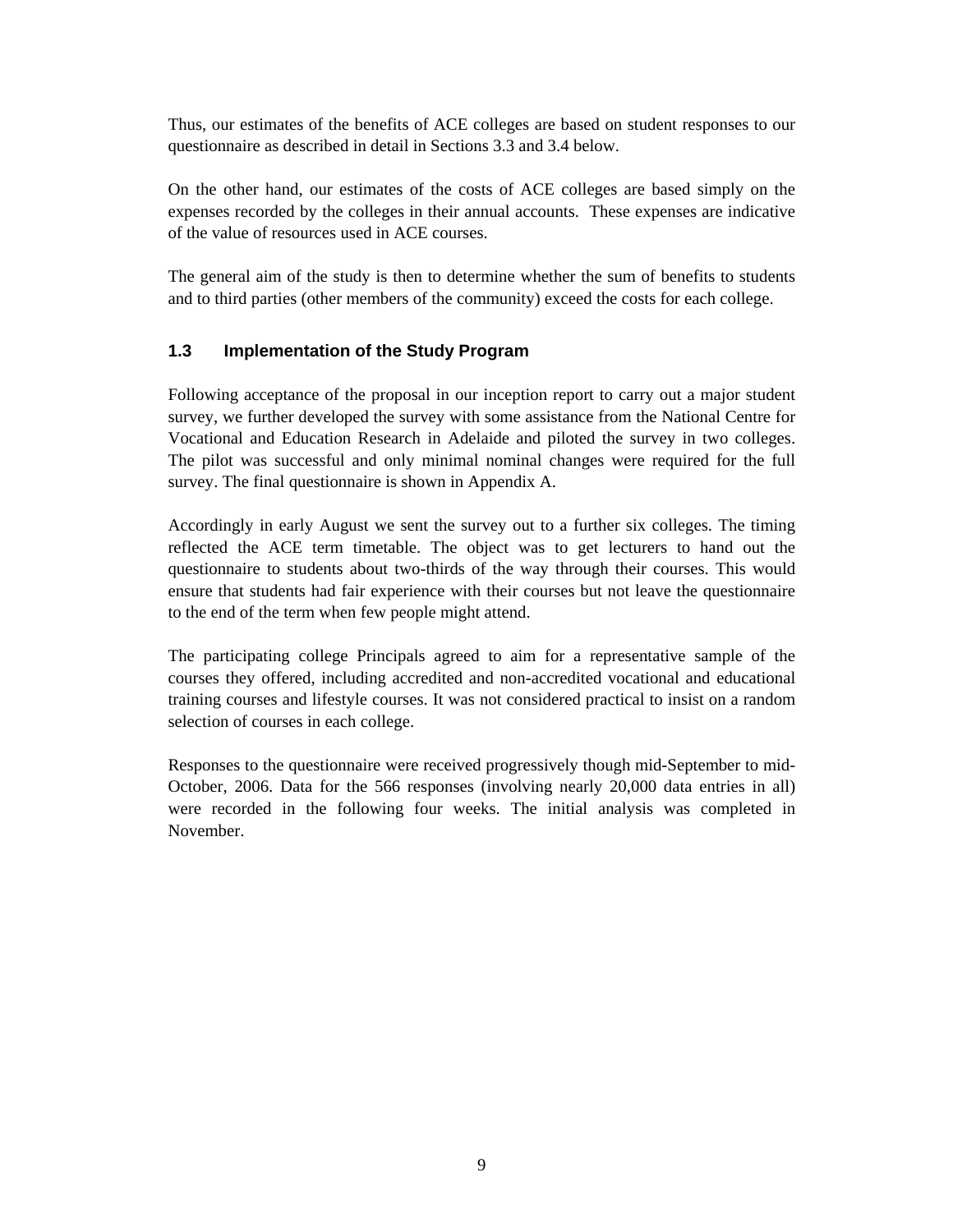Thus, our estimates of the benefits of ACE colleges are based on student responses to our questionnaire as described in detail in Sections 3.3 and 3.4 below.

On the other hand, our estimates of the costs of ACE colleges are based simply on the expenses recorded by the colleges in their annual accounts. These expenses are indicative of the value of resources used in ACE courses.

The general aim of the study is then to determine whether the sum of benefits to students and to third parties (other members of the community) exceed the costs for each college.

## 1.3 Implementation of the Study Program

Following acceptance of the proposal in our inception report to carry out a major student survey, we further developed the survey with some assistance from the National Centre for Vocational and Education Research in Adelaide and piloted the survey in two colleges. The pilot was successful and only minimal nominal changes were required for the full survey. The final questionnaire is shown in Appendix A.

Accordingly in early August we sent the survey out to a further six colleges. The timing reflected the ACE term timetable. The object was to get lecturers to hand out the questionnaire to students about two-thirds of the way through their courses. This would ensure that students had fair experience with their courses but not leave the questionnaire to the end of the term when few people might attend.

The participating college Principals agreed to aim for a representative sample of the courses they offered, including accredited and non-accredited vocational and educational training courses and lifestyle courses. It was not considered practical to insist on a random selection of courses in each college.

Responses to the questionnaire were received progressively though mid-September to mid-October, 2006. Data for the 566 responses (involving nearly 20,000 data entries in all) were recorded in the following four weeks. The initial analysis was completed in November.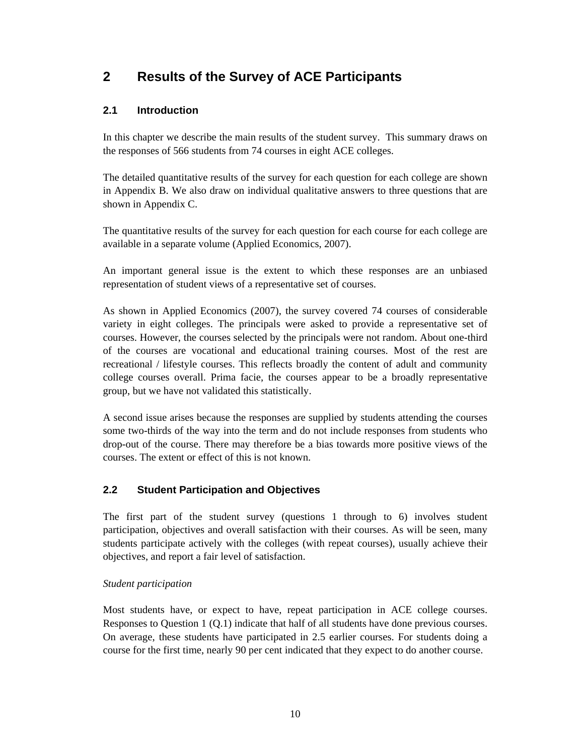# 2 Results of the Survey of ACE Participants

## 2.1 Introduction

In this chapter we describe the main results of the student survey. This summary draws on the responses of 566 students from 74 courses in eight ACE colleges.

The detailed quantitative results of the survey for each question for each college are shown in Appendix B. We also draw on individual qualitative answers to three questions that are shown in Appendix C.

The quantitative results of the survey for each question for each course for each college are available in a separate volume (Applied Economics, 2007).

An important general issue is the extent to which these responses are an unbiased representation of student views of a representative set of courses.

As shown in Applied Economics (2007), the survey covered 74 courses of considerable variety in eight colleges. The principals were asked to provide a representative set of courses. However, the courses selected by the principals were not random. About one-third of the courses are vocational and educational training courses. Most of the rest are recreational / lifestyle courses. This reflects broadly the content of adult and community college courses overall. Prima facie, the courses appear to be a broadly representative group, but we have not validated this statistically.

A second issue arises because the responses are supplied by students attending the courses some two-thirds of the way into the term and do not include responses from students who drop-out of the course. There may therefore be a bias towards more positive views of the courses. The extent or effect of this is not known.

## 2.2 Student Participation and Objectives

The first part of the student survey (questions 1 through to 6) involves student participation, objectives and overall satisfaction with their courses. As will be seen, many students participate actively with the colleges (with repeat courses), usually achieve their objectives, and report a fair level of satisfaction.

*Student participation*

Most students have, or expect to have, repeat participation in ACE college courses. Responses to Question 1 (Q.1) indicate that half of all students have done previous courses. On average, these students have participated in 2.5 earlier courses. For students doing a course for the first time, nearly 90 per cent indicated that they expect to do another course.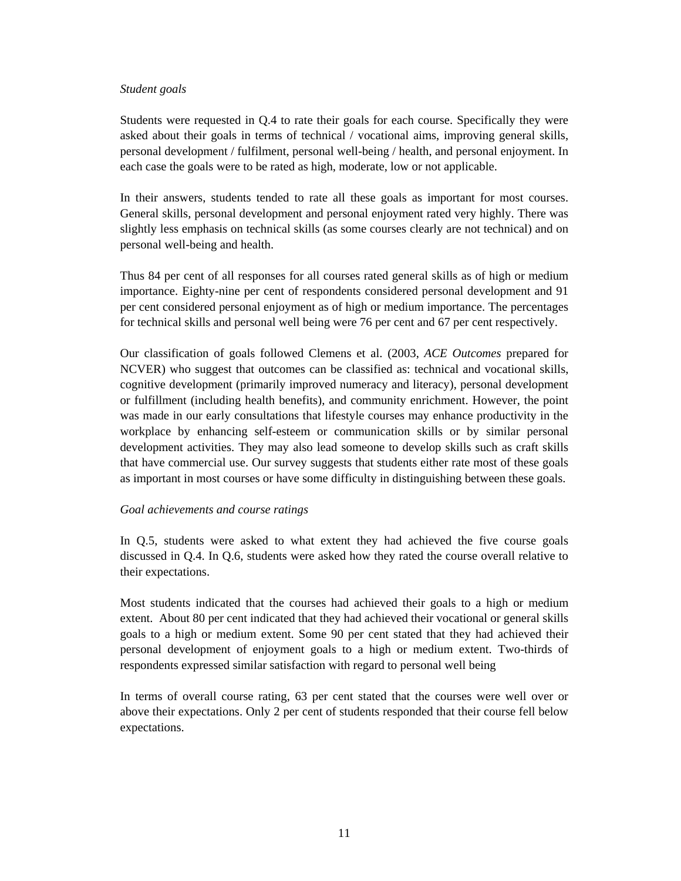*Student goals*

Students were requested in Q.4 to rate their goals for each course. Specifically they were asked about their goals in terms of technical / vocational aims, improving general skills, personal development / fulfilment, personal well-being / health, and personal enjoyment. In each case the goals were to be rated as high, moderate, low or not applicable.

In their answers, students tended to rate all these goals as important for most courses. General skills, personal development and personal enjoyment rated very highly. There was slightly less emphasis on technical skills (as some courses clearly are not technical) and on personal well-being and health.

Thus 84 per cent of all responses for all courses rated general skills as of high or medium importance. Eighty-nine per cent of respondents considered personal development and 91 per cent considered personal enjoyment as of high or medium importance. The percentages for technical skills and personal well being were 76 per cent and 67 per cent respectively.

Our classification of goals followed Clemens et al. (2003, *ACE Outcomes* prepared for NCVER) who suggest that outcomes can be classified as: technical and vocational skills, cognitive development (primarily improved numeracy and literacy), personal development or fulfillment (including health benefits), and community enrichment. However, the point was made in our early consultations that lifestyle courses may enhance productivity in the workplace by enhancing self-esteem or communication skills or by similar personal development activities. They may also lead someone to develop skills such as craft skills that have commercial use. Our survey suggests that students either rate most of these goals as important in most courses or have some difficulty in distinguishing between these goals.

*Goal achievements and course ratings*

In Q.5, students were asked to what extent they had achieved the five course goals discussed in Q.4. In Q.6, students were asked how they rated the course overall relative to their expectations.

Most students indicated that the courses had achieved their goals to a high or medium extent. About 80 per cent indicated that they had achieved their vocational or general skills goals to a high or medium extent. Some 90 per cent stated that they had achieved their personal development of enjoyment goals to a high or medium extent. Two-thirds of respondents expressed similar satisfaction with regard to personal well being

In terms of overall course rating, 63 per cent stated that the courses were well over or above their expectations. Only 2 per cent of students responded that their course fell below expectations.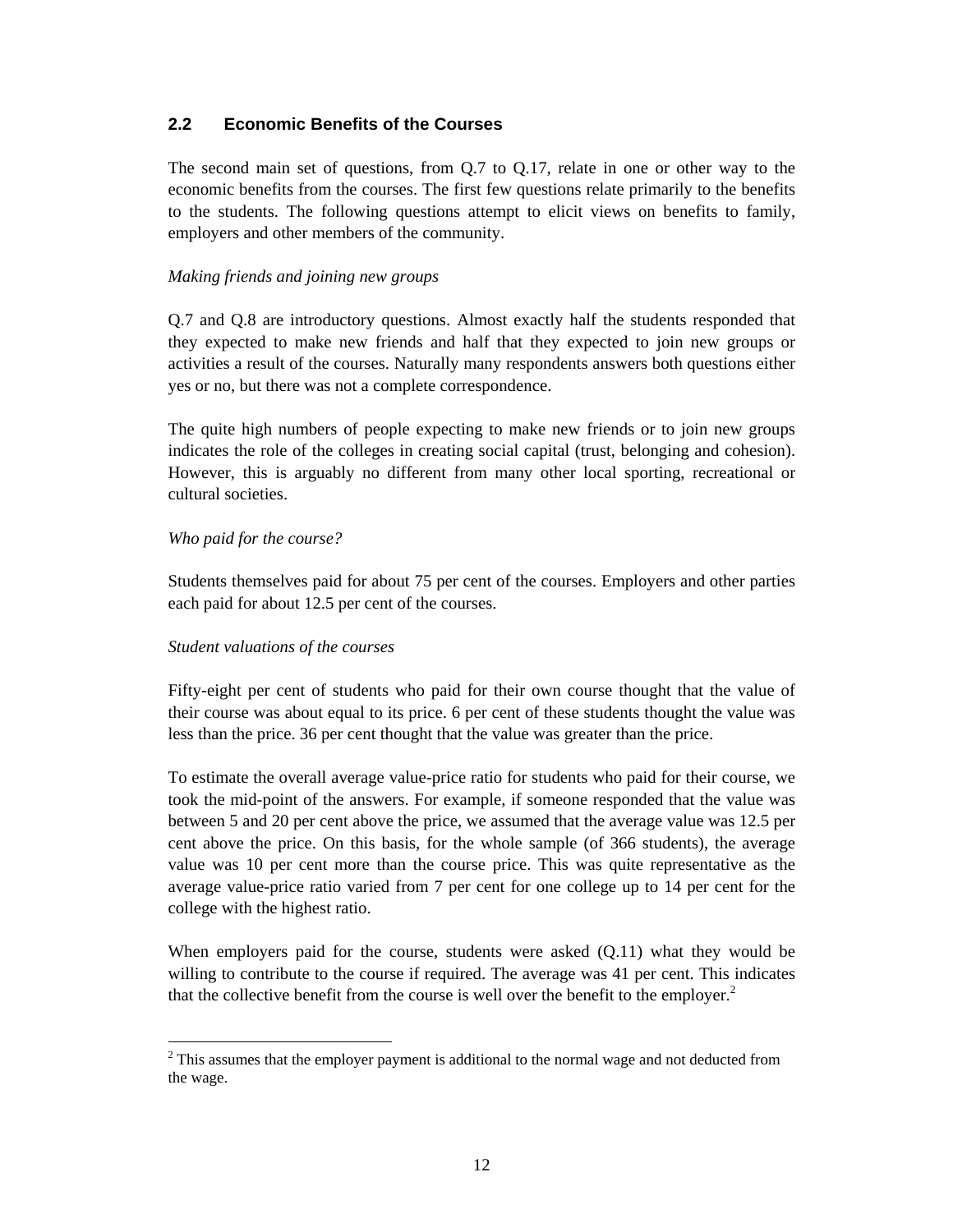## 2.2 Economic Benefits of the Courses

The second main set of questions, from Q.7 to Q.17, relate in one or other way to the economic benefits from the courses. The first few questions relate primarily to the benefits to the students. The following questions attempt to elicit views on benefits to family, employers and other members of the community.

*Making friends and joining new groups*

Q.7 and Q.8 are introductory questions. Almost exactly half the students responded that they expected to make new friends and half that they expected to join new groups or activities a result of the courses. Naturally many respondents answers both questions either yes or no, but there was not a complete correspondence.

The quite high numbers of people expecting to make new friends or to join new groups indicates the role of the colleges in creating social capital (trust, belonging and cohesion). However, this is arguably no different from many other local sporting, recreational or cultural societies.

*Who paid for the course?*

Students themselves paid for about 75 per cent of the courses. Employers and other parties each paid for about 12.5 per cent of the courses.

*Student valuations of the courses*

Fifty-eight per cent of students who paid for their own course thought that the value of their course was about equal to its price. 6 per cent of these students thought the value was less than the price. 36 per cent thought that the value was greater than the price.

To estimate the overall average value-price ratio for students who paid for their course, we took the mid-point of the answers. For example, if someone responded that the value was between 5 and 20 per cent above the price, we assumed that the average value was 12.5 per cent above the price. On this basis, for the whole sample (of 366 students), the average value was 10 per cent more than the course price. This was quite representative as the average value-price ratio varied from 7 per cent for one college up to 14 per cent for the college with the highest ratio.

When employers paid for the course, students were asked (Q.11) what they would be willing to contribute to the course if required. The average was 41 per cent. This indicates that the collective benefit from the course is well over the benefit to the employer.[2]

[2] This assumes that the employer payment is additional to the normal wage and not deducted from the wage.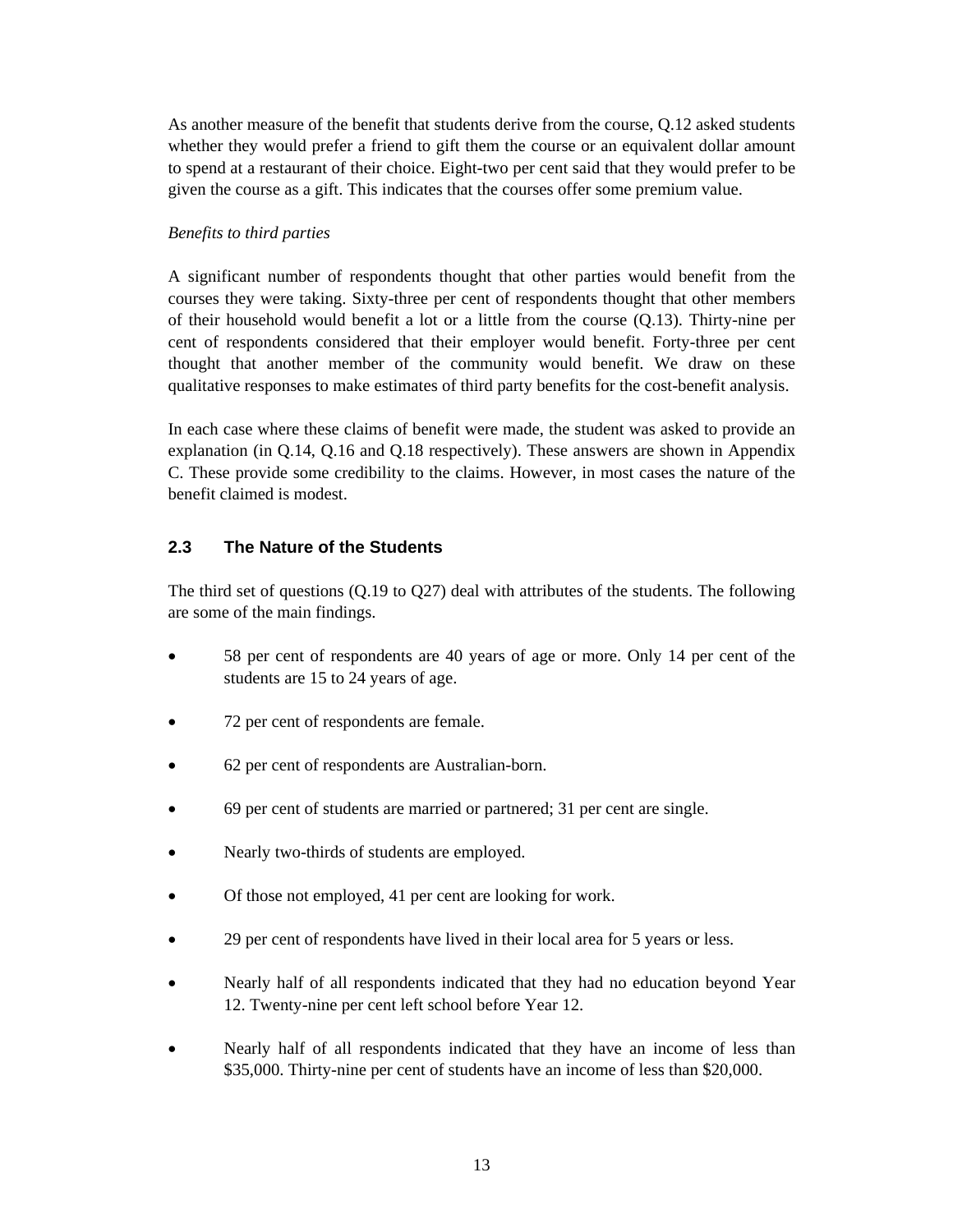As another measure of the benefit that students derive from the course, Q.12 asked students whether they would prefer a friend to gift them the course or an equivalent dollar amount to spend at a restaurant of their choice. Eight-two per cent said that they would prefer to be given the course as a gift. This indicates that the courses offer some premium value.

*Benefits to third parties*

A significant number of respondents thought that other parties would benefit from the courses they were taking. Sixty-three per cent of respondents thought that other members of their household would benefit a lot or a little from the course (Q.13). Thirty-nine per cent of respondents considered that their employer would benefit. Forty-three per cent thought that another member of the community would benefit. We draw on these qualitative responses to make estimates of third party benefits for the cost-benefit analysis.

In each case where these claims of benefit were made, the student was asked to provide an explanation (in Q.14, Q.16 and Q.18 respectively). These answers are shown in Appendix C. These provide some credibility to the claims. However, in most cases the nature of the benefit claimed is modest.

## 2.3 The Nature of the Students

The third set of questions (Q.19 to Q27) deal with attributes of the students. The following are some of the main findings.

- 58 per cent of respondents are 40 years of age or more. Only 14 per cent of the students are 15 to 24 years of age.
- 72 per cent of respondents are female.
- 62 per cent of respondents are Australian-born.
- 69 per cent of students are married or partnered; 31 per cent are single.
- Nearly two-thirds of students are employed.
- Of those not employed, 41 per cent are looking for work.
- 29 per cent of respondents have lived in their local area for 5 years or less.
- Nearly half of all respondents indicated that they had no education beyond Year 12. Twenty-nine per cent left school before Year 12.
- Nearly half of all respondents indicated that they have an income of less than $35,000. Thirty-nine per cent of students have an income of less than $20,000.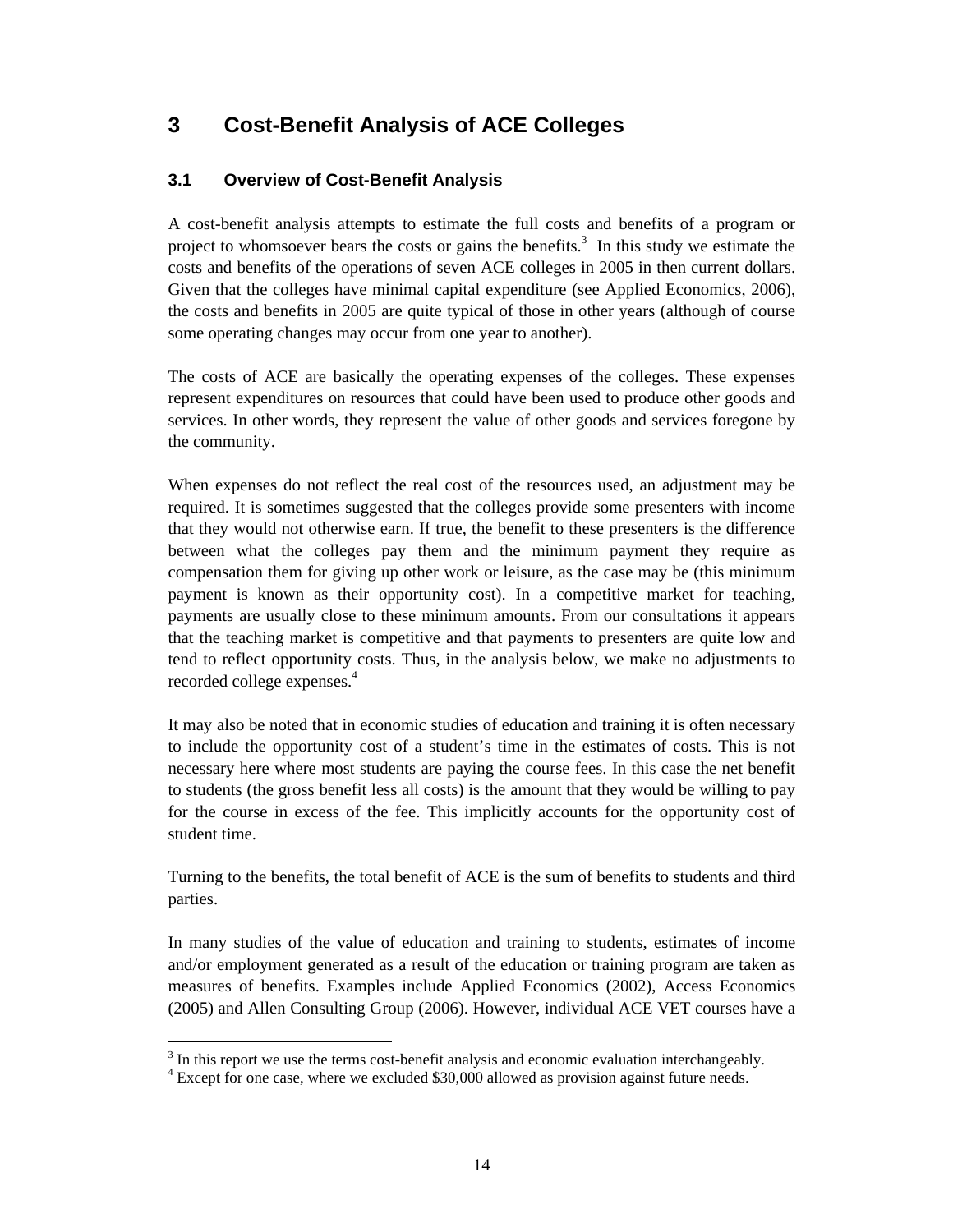# 3 Cost-Benefit Analysis of ACE Colleges

## 3.1 Overview of Cost-Benefit Analysis

A cost-benefit analysis attempts to estimate the full costs and benefits of a program or project to whomsoever bears the costs or gains the benefits.[3] In this study we estimate the costs and benefits of the operations of seven ACE colleges in 2005 in then current dollars. Given that the colleges have minimal capital expenditure (see Applied Economics, 2006), the costs and benefits in 2005 are quite typical of those in other years (although of course some operating changes may occur from one year to another).

The costs of ACE are basically the operating expenses of the colleges. These expenses represent expenditures on resources that could have been used to produce other goods and services. In other words, they represent the value of other goods and services foregone by the community.

When expenses do not reflect the real cost of the resources used, an adjustment may be required. It is sometimes suggested that the colleges provide some presenters with income that they would not otherwise earn. If true, the benefit to these presenters is the difference between what the colleges pay them and the minimum payment they require as compensation them for giving up other work or leisure, as the case may be (this minimum payment is known as their opportunity cost). In a competitive market for teaching, payments are usually close to these minimum amounts. From our consultations it appears that the teaching market is competitive and that payments to presenters are quite low and tend to reflect opportunity costs. Thus, in the analysis below, we make no adjustments to recorded college expenses.[4]

It may also be noted that in economic studies of education and training it is often necessary to include the opportunity cost of a student's time in the estimates of costs. This is not necessary here where most students are paying the course fees. In this case the net benefit to students (the gross benefit less all costs) is the amount that they would be willing to pay for the course in excess of the fee. This implicitly accounts for the opportunity cost of student time.

Turning to the benefits, the total benefit of ACE is the sum of benefits to students and third parties.

In many studies of the value of education and training to students, estimates of income and/or employment generated as a result of the education or training program are taken as measures of benefits. Examples include Applied Economics (2002), Access Economics (2005) and Allen Consulting Group (2006). However, individual ACE VET courses have a

---

[3] In this report we use the terms cost-benefit analysis and economic evaluation interchangeably.

[4] Except for one case, where we excluded $30,000 allowed as provision against future needs.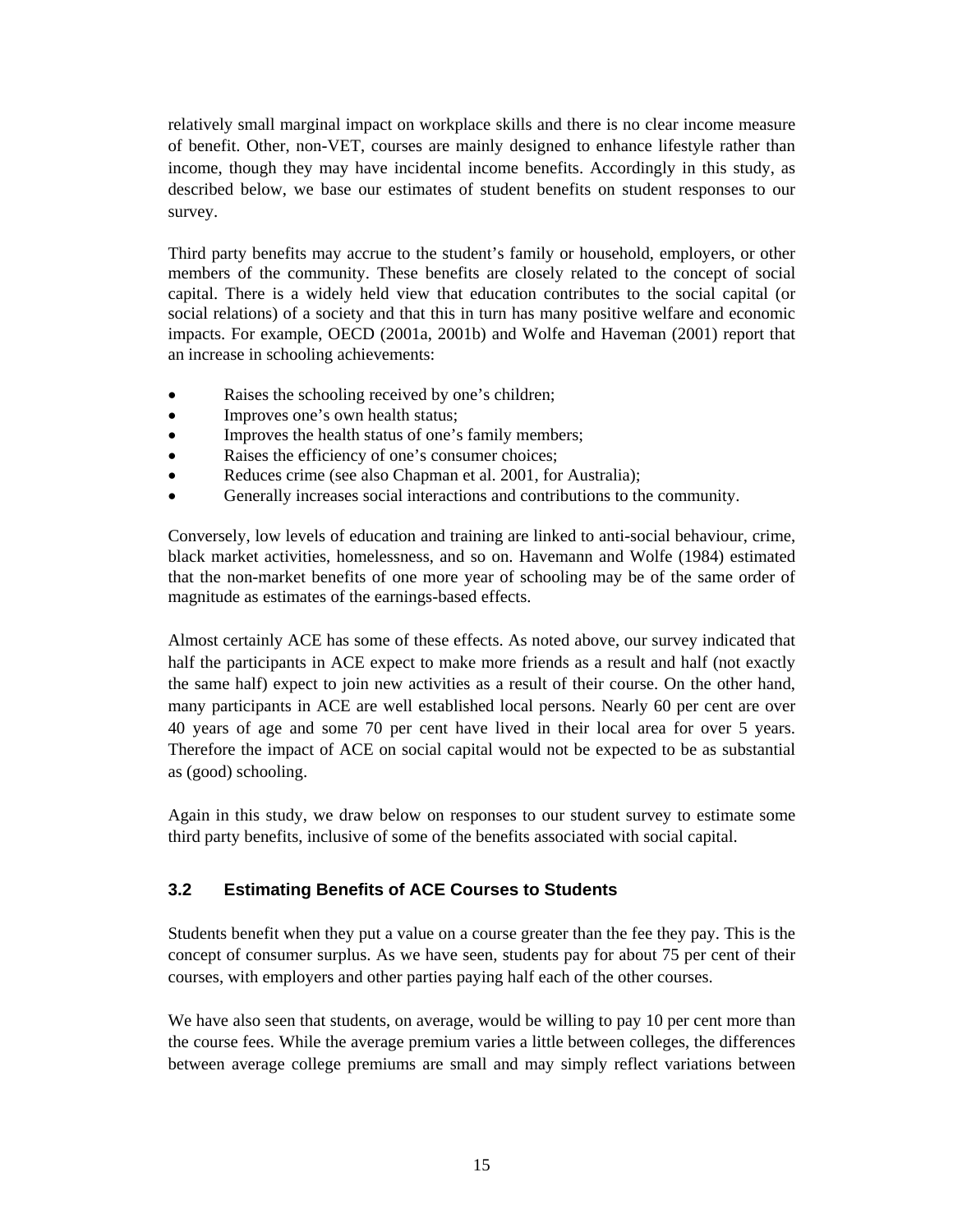relatively small marginal impact on workplace skills and there is no clear income measure of benefit. Other, non-VET, courses are mainly designed to enhance lifestyle rather than income, though they may have incidental income benefits. Accordingly in this study, as described below, we base our estimates of student benefits on student responses to our survey.

Third party benefits may accrue to the student's family or household, employers, or other members of the community. These benefits are closely related to the concept of social capital. There is a widely held view that education contributes to the social capital (or social relations) of a society and that this in turn has many positive welfare and economic impacts. For example, OECD (2001a, 2001b) and Wolfe and Haveman (2001) report that an increase in schooling achievements:

- Raises the schooling received by one's children;
- Improves one's own health status;
- Improves the health status of one's family members;
- Raises the efficiency of one's consumer choices;
- Reduces crime (see also Chapman et al. 2001, for Australia);
- Generally increases social interactions and contributions to the community.

Conversely, low levels of education and training are linked to anti-social behaviour, crime, black market activities, homelessness, and so on. Havemann and Wolfe (1984) estimated that the non-market benefits of one more year of schooling may be of the same order of magnitude as estimates of the earnings-based effects.

Almost certainly ACE has some of these effects. As noted above, our survey indicated that half the participants in ACE expect to make more friends as a result and half (not exactly the same half) expect to join new activities as a result of their course. On the other hand, many participants in ACE are well established local persons. Nearly 60 per cent are over 40 years of age and some 70 per cent have lived in their local area for over 5 years. Therefore the impact of ACE on social capital would not be expected to be as substantial as (good) schooling.

Again in this study, we draw below on responses to our student survey to estimate some third party benefits, inclusive of some of the benefits associated with social capital.

### 3.2 Estimating Benefits of ACE Courses to Students

Students benefit when they put a value on a course greater than the fee they pay. This is the concept of consumer surplus. As we have seen, students pay for about 75 per cent of their courses, with employers and other parties paying half each of the other courses.

We have also seen that students, on average, would be willing to pay 10 per cent more than the course fees. While the average premium varies a little between colleges, the differences between average college premiums are small and may simply reflect variations between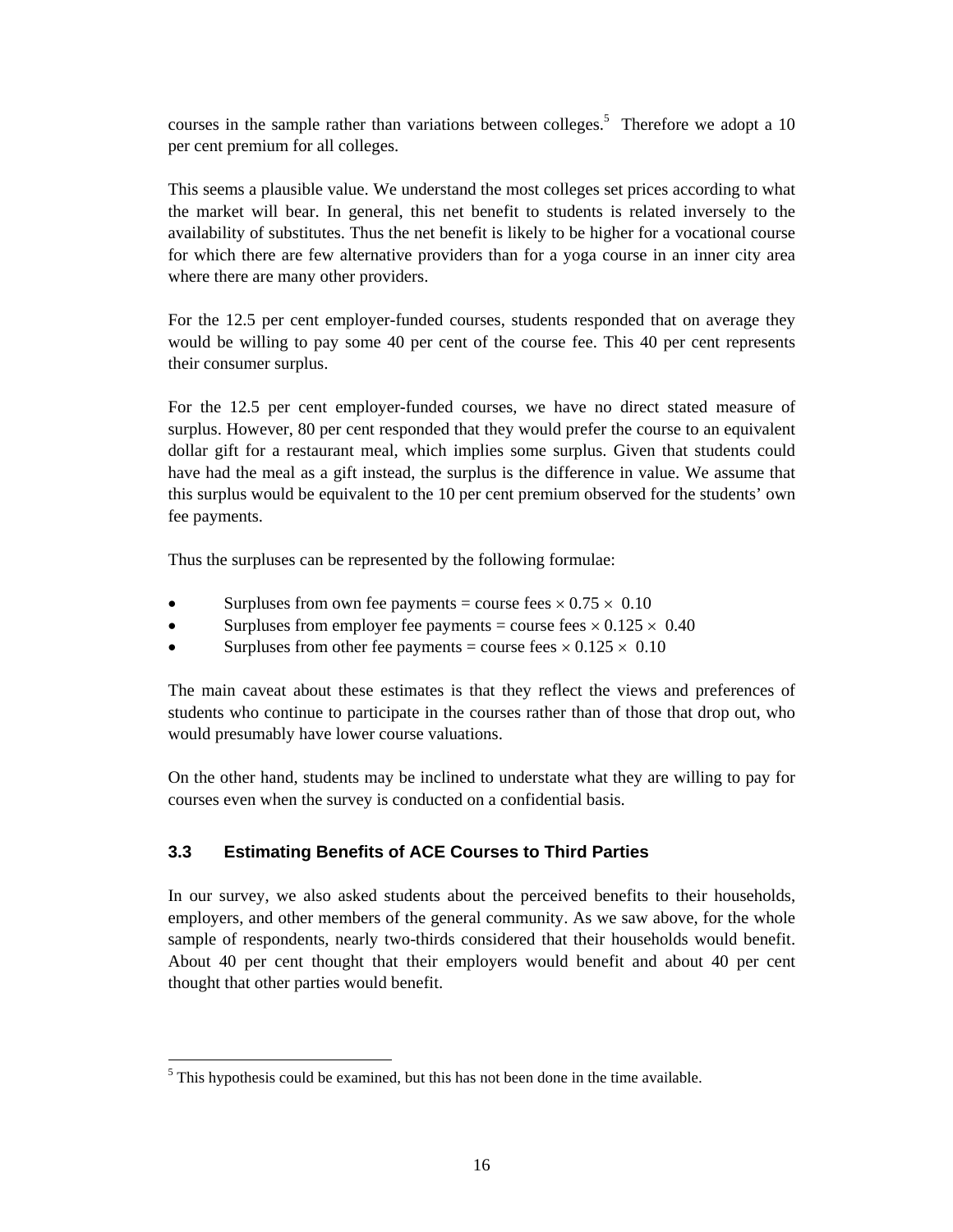courses in the sample rather than variations between colleges.[5] Therefore we adopt a 10 per cent premium for all colleges.

This seems a plausible value. We understand the most colleges set prices according to what the market will bear. In general, this net benefit to students is related inversely to the availability of substitutes. Thus the net benefit is likely to be higher for a vocational course for which there are few alternative providers than for a yoga course in an inner city area where there are many other providers.

For the 12.5 per cent employer-funded courses, students responded that on average they would be willing to pay some 40 per cent of the course fee. This 40 per cent represents their consumer surplus.

For the 12.5 per cent employer-funded courses, we have no direct stated measure of surplus. However, 80 per cent responded that they would prefer the course to an equivalent dollar gift for a restaurant meal, which implies some surplus. Given that students could have had the meal as a gift instead, the surplus is the difference in value. We assume that this surplus would be equivalent to the 10 per cent premium observed for the students' own fee payments.

Thus the surpluses can be represented by the following formulae:

- Surpluses from own fee payments = course fees $\times$ 0.75 $\times$ 0.10
- Surpluses from employer fee payments = course fees $\times$ 0.125 $\times$ 0.40
- Surpluses from other fee payments = course fees $\times$ 0.125 $\times$ 0.10

The main caveat about these estimates is that they reflect the views and preferences of students who continue to participate in the courses rather than of those that drop out, who would presumably have lower course valuations.

On the other hand, students may be inclined to understate what they are willing to pay for courses even when the survey is conducted on a confidential basis.

### 3.3 Estimating Benefits of ACE Courses to Third Parties

In our survey, we also asked students about the perceived benefits to their households, employers, and other members of the general community. As we saw above, for the whole sample of respondents, nearly two-thirds considered that their households would benefit. About 40 per cent thought that their employers would benefit and about 40 per cent thought that other parties would benefit.

[5] This hypothesis could be examined, but this has not been done in the time available.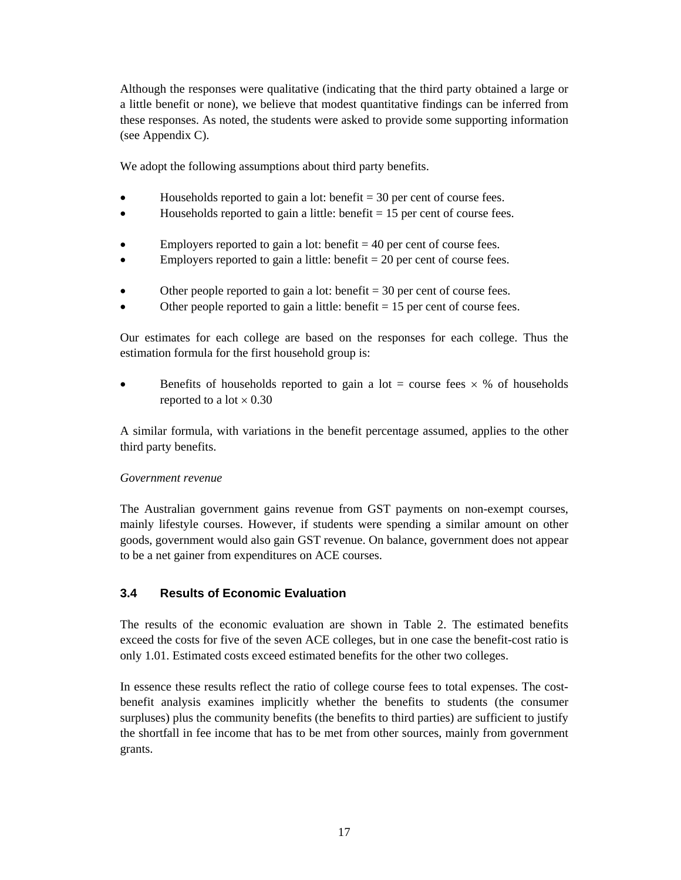Although the responses were qualitative (indicating that the third party obtained a large or a little benefit or none), we believe that modest quantitative findings can be inferred from these responses. As noted, the students were asked to provide some supporting information (see Appendix C).

We adopt the following assumptions about third party benefits.

- Households reported to gain a lot: benefit = 30 per cent of course fees.
- Households reported to gain a little: benefit = 15 per cent of course fees.

- Employers reported to gain a lot: benefit = 40 per cent of course fees.
- Employers reported to gain a little: benefit = 20 per cent of course fees.

- Other people reported to gain a lot: benefit = 30 per cent of course fees.
- Other people reported to gain a little: benefit = 15 per cent of course fees.

Our estimates for each college are based on the responses for each college. Thus the estimation formula for the first household group is:

- Benefits of households reported to gain a lot = course fees $\times$ % of households reported to a lot $\times$ 0.30

A similar formula, with variations in the benefit percentage assumed, applies to the other third party benefits.

*Government revenue*

The Australian government gains revenue from GST payments on non-exempt courses, mainly lifestyle courses. However, if students were spending a similar amount on other goods, government would also gain GST revenue. On balance, government does not appear to be a net gainer from expenditures on ACE courses.

### 3.4 Results of Economic Evaluation

The results of the economic evaluation are shown in Table 2. The estimated benefits exceed the costs for five of the seven ACE colleges, but in one case the benefit-cost ratio is only 1.01. Estimated costs exceed estimated benefits for the other two colleges.

In essence these results reflect the ratio of college course fees to total expenses. The cost-benefit analysis examines implicitly whether the benefits to students (the consumer surpluses) plus the community benefits (the benefits to third parties) are sufficient to justify the shortfall in fee income that has to be met from other sources, mainly from government grants.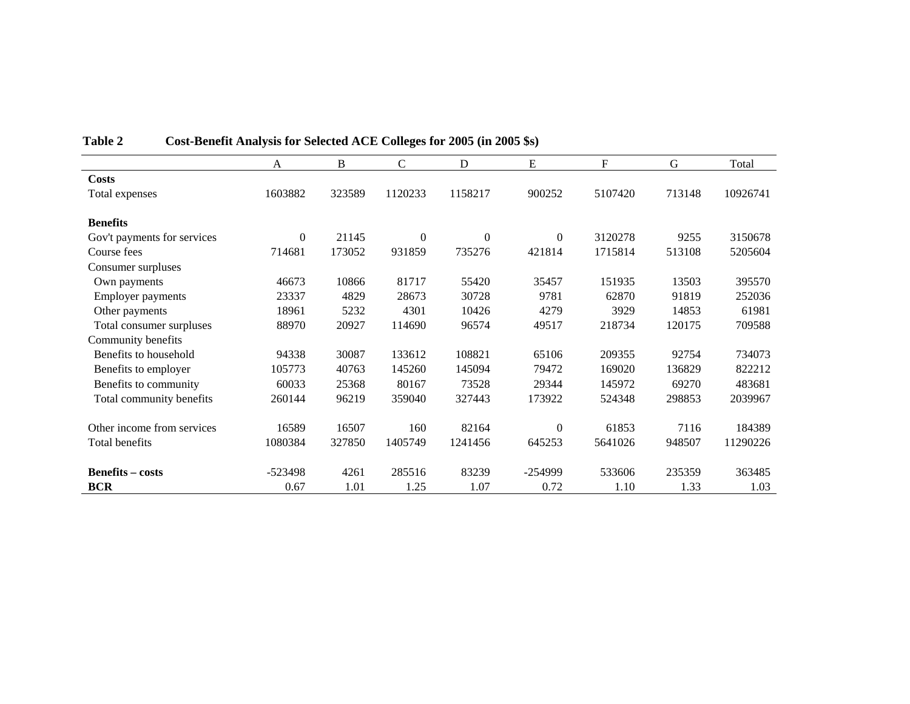**Table 2 Cost-Benefit Analysis for Selected ACE Colleges for 2005 (in 2005 $s)**

| | A | B | C | D | E | F | G | Total |
|---|---|---|---|---|---|---|---|---|
| **Costs** | | | | | | | | |
| Total expenses | 1603882 | 323589 | 1120233 | 1158217 | 900252 | 5107420 | 713148 | 10926741 |
| | | | | | | | | |
| **Benefits** | | | | | | | | |
| Gov't payments for services | 0 | 21145 | 0 | 0 | 0 | 3120278 | 9255 | 3150678 |
| Course fees | 714681 | 173052 | 931859 | 735276 | 421814 | 1715814 | 513108 | 5205604 |
| Consumer surpluses | | | | | | | | |
| Own payments | 46673 | 10866 | 81717 | 55420 | 35457 | 151935 | 13503 | 395570 |
| Employer payments | 23337 | 4829 | 28673 | 30728 | 9781 | 62870 | 91819 | 252036 |
| Other payments | 18961 | 5232 | 4301 | 10426 | 4279 | 3929 | 14853 | 61981 |
| Total consumer surpluses | 88970 | 20927 | 114690 | 96574 | 49517 | 218734 | 120175 | 709588 |
| Community benefits | | | | | | | | |
| Benefits to household | 94338 | 30087 | 133612 | 108821 | 65106 | 209355 | 92754 | 734073 |
| Benefits to employer | 105773 | 40763 | 145260 | 145094 | 79472 | 169020 | 136829 | 822212 |
| Benefits to community | 60033 | 25368 | 80167 | 73528 | 29344 | 145972 | 69270 | 483681 |
| Total community benefits | 260144 | 96219 | 359040 | 327443 | 173922 | 524348 | 298853 | 2039967 |
| | | | | | | | | |
| Other income from services | 16589 | 16507 | 160 | 82164 | 0 | 61853 | 7116 | 184389 |
| Total benefits | 1080384 | 327850 | 1405749 | 1241456 | 645253 | 5641026 | 948507 | 11290226 |
| | | | | | | | | |
| **Benefits – costs** | -523498 | 4261 | 285516 | 83239 | -254999 | 533606 | 235359 | 363485 |
| **BCR** | 0.67 | 1.01 | 1.25 | 1.07 | 0.72 | 1.10 | 1.33 | 1.03 |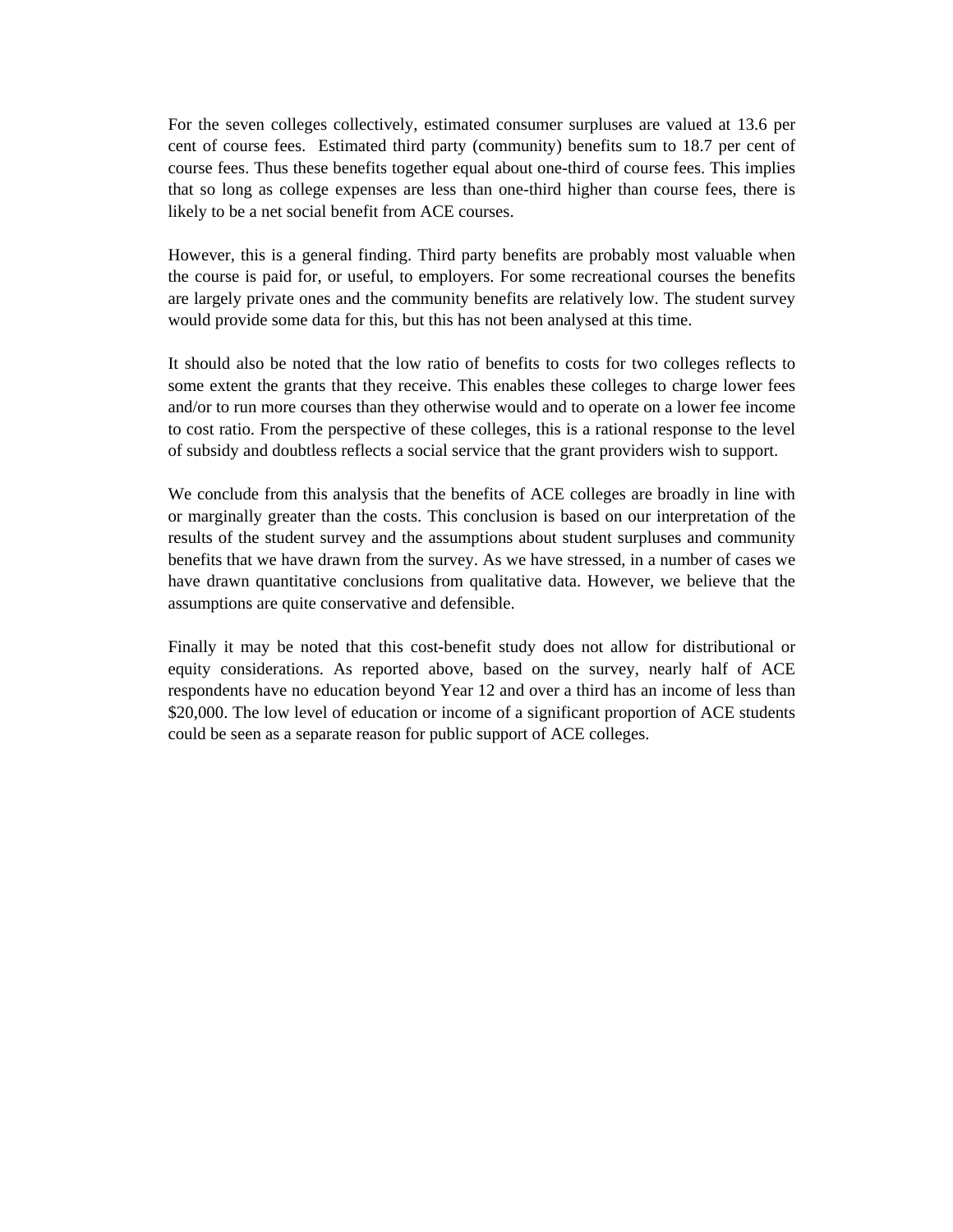For the seven colleges collectively, estimated consumer surpluses are valued at 13.6 per cent of course fees. Estimated third party (community) benefits sum to 18.7 per cent of course fees. Thus these benefits together equal about one-third of course fees. This implies that so long as college expenses are less than one-third higher than course fees, there is likely to be a net social benefit from ACE courses.

However, this is a general finding. Third party benefits are probably most valuable when the course is paid for, or useful, to employers. For some recreational courses the benefits are largely private ones and the community benefits are relatively low. The student survey would provide some data for this, but this has not been analysed at this time.

It should also be noted that the low ratio of benefits to costs for two colleges reflects to some extent the grants that they receive. This enables these colleges to charge lower fees and/or to run more courses than they otherwise would and to operate on a lower fee income to cost ratio. From the perspective of these colleges, this is a rational response to the level of subsidy and doubtless reflects a social service that the grant providers wish to support.

We conclude from this analysis that the benefits of ACE colleges are broadly in line with or marginally greater than the costs. This conclusion is based on our interpretation of the results of the student survey and the assumptions about student surpluses and community benefits that we have drawn from the survey. As we have stressed, in a number of cases we have drawn quantitative conclusions from qualitative data. However, we believe that the assumptions are quite conservative and defensible.

Finally it may be noted that this cost-benefit study does not allow for distributional or equity considerations. As reported above, based on the survey, nearly half of ACE respondents have no education beyond Year 12 and over a third has an income of less than $20,000. The low level of education or income of a significant proportion of ACE students could be seen as a separate reason for public support of ACE colleges.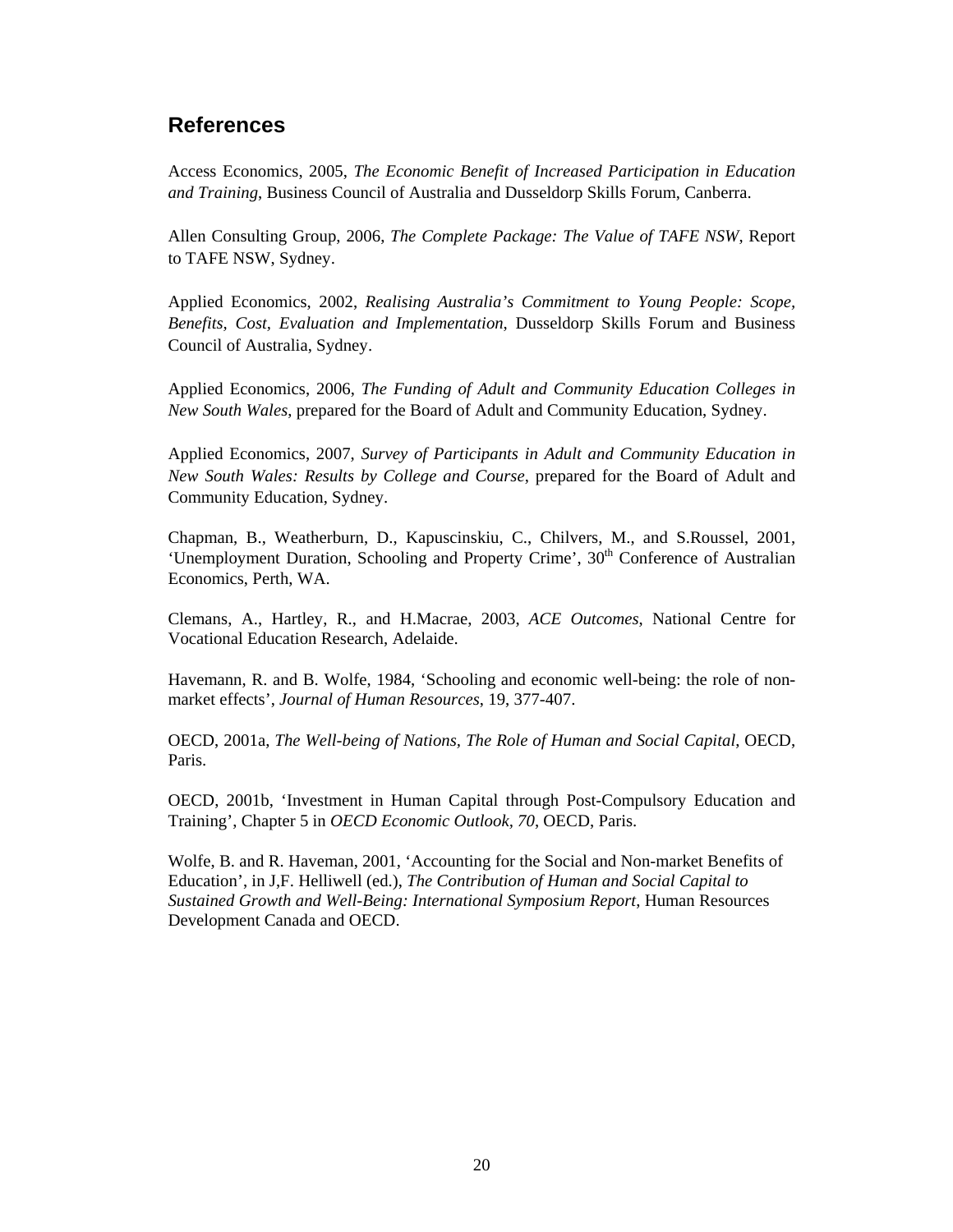## References

Access Economics, 2005, *The Economic Benefit of Increased Participation in Education and Training*, Business Council of Australia and Dusseldorp Skills Forum, Canberra.

Allen Consulting Group, 2006, *The Complete Package: The Value of TAFE NSW*, Report to TAFE NSW, Sydney.

Applied Economics, 2002, *Realising Australia's Commitment to Young People: Scope, Benefits, Cost, Evaluation and Implementation*, Dusseldorp Skills Forum and Business Council of Australia, Sydney.

Applied Economics, 2006, *The Funding of Adult and Community Education Colleges in New South Wales*, prepared for the Board of Adult and Community Education, Sydney.

Applied Economics, 2007, *Survey of Participants in Adult and Community Education in New South Wales: Results by College and Course*, prepared for the Board of Adult and Community Education, Sydney.

Chapman, B., Weatherburn, D., Kapuscinskiu, C., Chilvers, M., and S.Roussel, 2001, 'Unemployment Duration, Schooling and Property Crime', 30th Conference of Australian Economics, Perth, WA.

Clemans, A., Hartley, R., and H.Macrae, 2003, *ACE Outcomes*, National Centre for Vocational Education Research, Adelaide.

Havemann, R. and B. Wolfe, 1984, 'Schooling and economic well-being: the role of non-market effects', *Journal of Human Resources*, 19, 377-407.

OECD, 2001a, *The Well-being of Nations*, *The Role of Human and Social Capital*, OECD, Paris.

OECD, 2001b, 'Investment in Human Capital through Post-Compulsory Education and Training', Chapter 5 in *OECD Economic Outlook, 70*, OECD, Paris.

Wolfe, B. and R. Haveman, 2001, 'Accounting for the Social and Non-market Benefits of Education', in J,F. Helliwell (ed.), *The Contribution of Human and Social Capital to Sustained Growth and Well-Being: International Symposium Report*, Human Resources Development Canada and OECD.